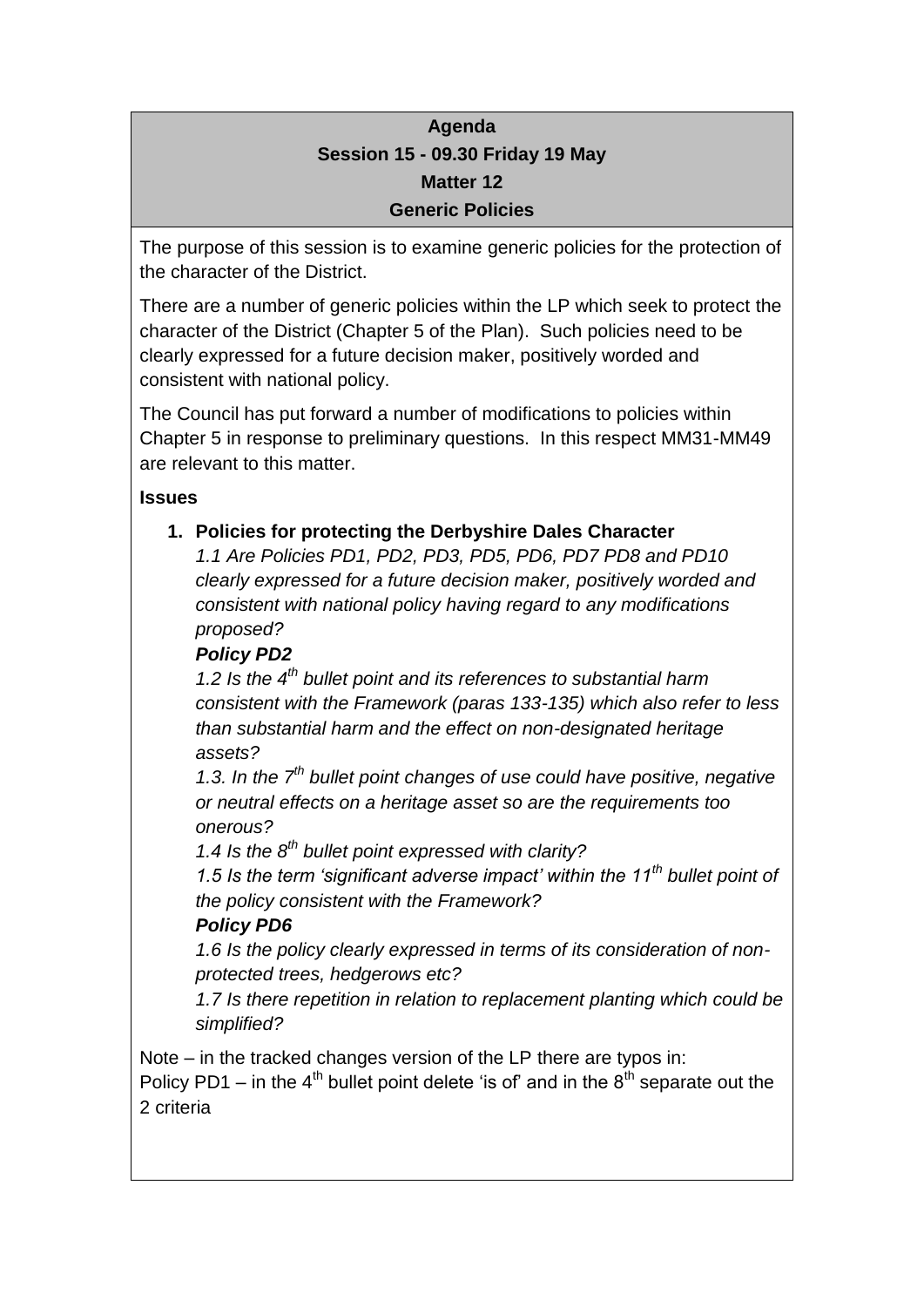**Agenda**

**Session 15 - 09.30 Friday 19 May**

**Matter 12**

**Generic Policies**

The purpose of this session is to examine generic policies for the protection of the character of the District.

There are a number of generic policies within the LP which seek to protect the character of the District (Chapter 5 of the Plan). Such policies need to be clearly expressed for a future decision maker, positively worded and consistent with national policy.

The Council has put forward a number of modifications to policies within Chapter 5 in response to preliminary questions. In this respect MM31-MM49 are relevant to this matter.

**Issues**

1. **Policies for protecting the Derbyshire Dales Character**

   *1.1 Are Policies PD1, PD2, PD3, PD5, PD6, PD7 PD8 and PD10 clearly expressed for a future decision maker, positively worded and consistent with national policy having regard to any modifications proposed?*

   ***Policy PD2***

   *1.2 Is the 4th bullet point and its references to substantial harm consistent with the Framework (paras 133-135) which also refer to less than substantial harm and the effect on non-designated heritage assets?*

   *1.3. In the 7th bullet point changes of use could have positive, negative or neutral effects on a heritage asset so are the requirements too onerous?*

   *1.4 Is the 8th bullet point expressed with clarity?*

   *1.5 Is the term 'significant adverse impact' within the 11th bullet point of the policy consistent with the Framework?*

   ***Policy PD6***

   *1.6 Is the policy clearly expressed in terms of its consideration of non-protected trees, hedgerows etc?*

   *1.7 Is there repetition in relation to replacement planting which could be simplified?*

Note – in the tracked changes version of the LP there are typos in:
Policy PD1 – in the 4th bullet point delete 'is of' and in the 8th separate out the 2 criteria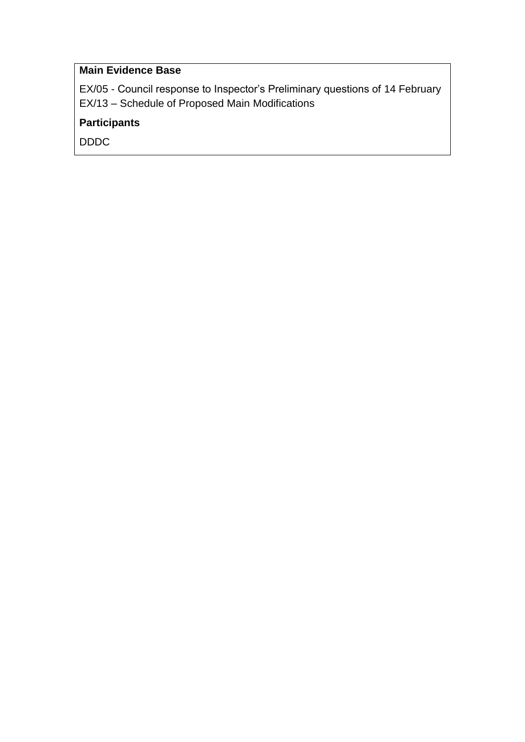**Main Evidence Base**

EX/05 - Council response to Inspector's Preliminary questions of 14 February
EX/13 – Schedule of Proposed Main Modifications

**Participants**

DDDC